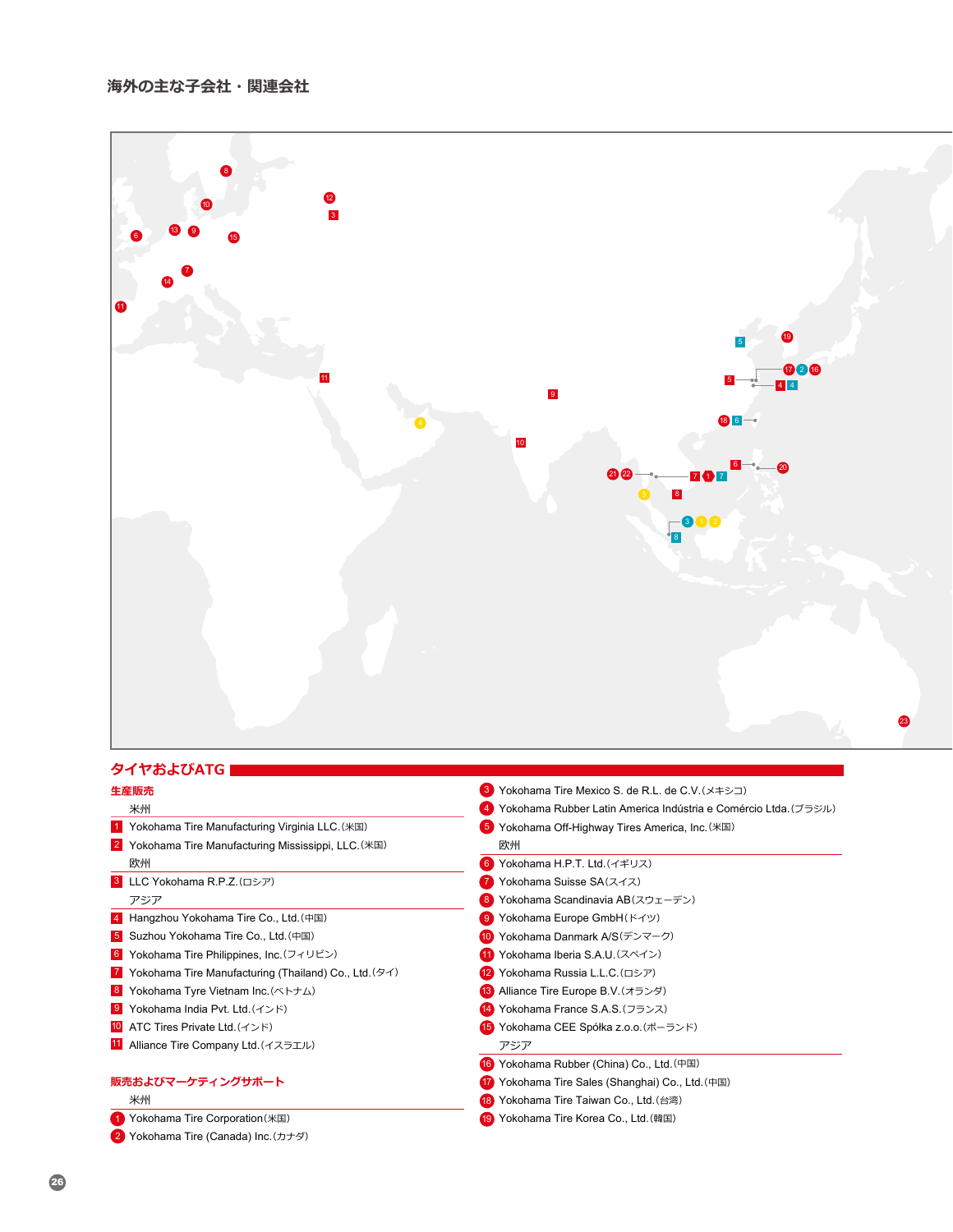# 海外の主な子会社・関連会社

## タイヤおよびATG

### 生産販売

米州

1. Yokohama Tire Manufacturing Virginia LLC.(米国)
2. Yokohama Tire Manufacturing Mississippi, LLC.(米国)

欧州

3. LLC Yokohama R.P.Z.(ロシア)

アジア

4. Hangzhou Yokohama Tire Co., Ltd.(中国)
5. Suzhou Yokohama Tire Co., Ltd.(中国)
6. Yokohama Tire Philippines, Inc.(フィリピン)
7. Yokohama Tire Manufacturing (Thailand) Co., Ltd.(タイ)
8. Yokohama Tyre Vietnam Inc.(ベトナム)
9. Yokohama India Pvt. Ltd.(インド)
10. ATC Tires Private Ltd.(インド)
11. Alliance Tire Company Ltd.(イスラエル)

### 販売およびマーケティングサポート

米州

1. Yokohama Tire Corporation(米国)
2. Yokohama Tire (Canada) Inc.(カナダ)
3. Yokohama Tire Mexico S. de R.L. de C.V.(メキシコ)
4. Yokohama Rubber Latin America Indústria e Comércio Ltda.(ブラジル)
5. Yokohama Off-Highway Tires America, Inc.(米国)

欧州

6. Yokohama H.P.T. Ltd.(イギリス)
7. Yokohama Suisse SA(スイス)
8. Yokohama Scandinavia AB(スウェーデン)
9. Yokohama Europe GmbH(ドイツ)
10. Yokohama Danmark A/S(デンマーク)
11. Yokohama Iberia S.A.U.(スペイン)
12. Yokohama Russia L.L.C.(ロシア)
13. Alliance Tire Europe B.V.(オランダ)
14. Yokohama France S.A.S.(フランス)
15. Yokohama CEE Spółka z.o.o.(ポーランド)

アジア

16. Yokohama Rubber (China) Co., Ltd.(中国)
17. Yokohama Tire Sales (Shanghai) Co., Ltd.(中国)
18. Yokohama Tire Taiwan Co., Ltd.(台湾)
19. Yokohama Tire Korea Co., Ltd.(韓国)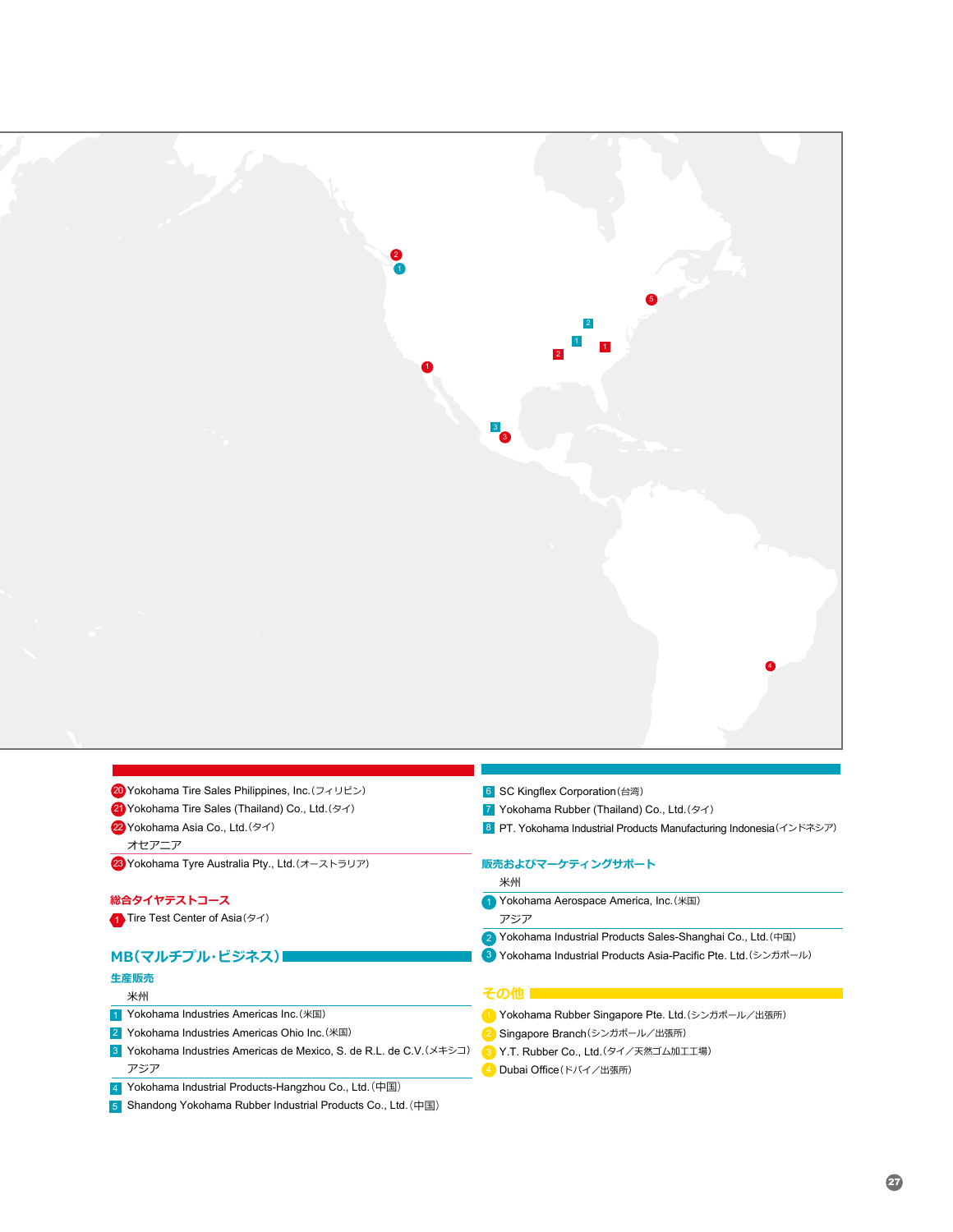20 Yokohama Tire Sales Philippines, Inc.（フィリピン）

21 Yokohama Tire Sales (Thailand) Co., Ltd.（タイ）

22 Yokohama Asia Co., Ltd.（タイ）

オセアニア

23 Yokohama Tyre Australia Pty., Ltd.（オーストラリア）

### 総合タイヤテストコース

1 Tire Test Center of Asia（タイ）

## MB（マルチプル・ビジネス）

### 生産販売

米州

1 Yokohama Industries Americas Inc.（米国）

2 Yokohama Industries Americas Ohio Inc.（米国）

3 Yokohama Industries Americas de Mexico, S. de R.L. de C.V.（メキシコ）

アジア

4 Yokohama Industrial Products-Hangzhou Co., Ltd.（中国）

5 Shandong Yokohama Rubber Industrial Products Co., Ltd.（中国）

6 SC Kingflex Corporation（台湾）

7 Yokohama Rubber (Thailand) Co., Ltd.（タイ）

8 PT. Yokohama Industrial Products Manufacturing Indonesia（インドネシア）

### 販売およびマーケティングサポート

米州

1 Yokohama Aerospace America, Inc.（米国）

アジア

2 Yokohama Industrial Products Sales-Shanghai Co., Ltd.（中国）

3 Yokohama Industrial Products Asia-Pacific Pte. Ltd.（シンガポール）

## その他

1 Yokohama Rubber Singapore Pte. Ltd.（シンガポール／出張所）

2 Singapore Branch（シンガポール／出張所）

3 Y.T. Rubber Co., Ltd.（タイ／天然ゴム加工工場）

4 Dubai Office（ドバイ／出張所）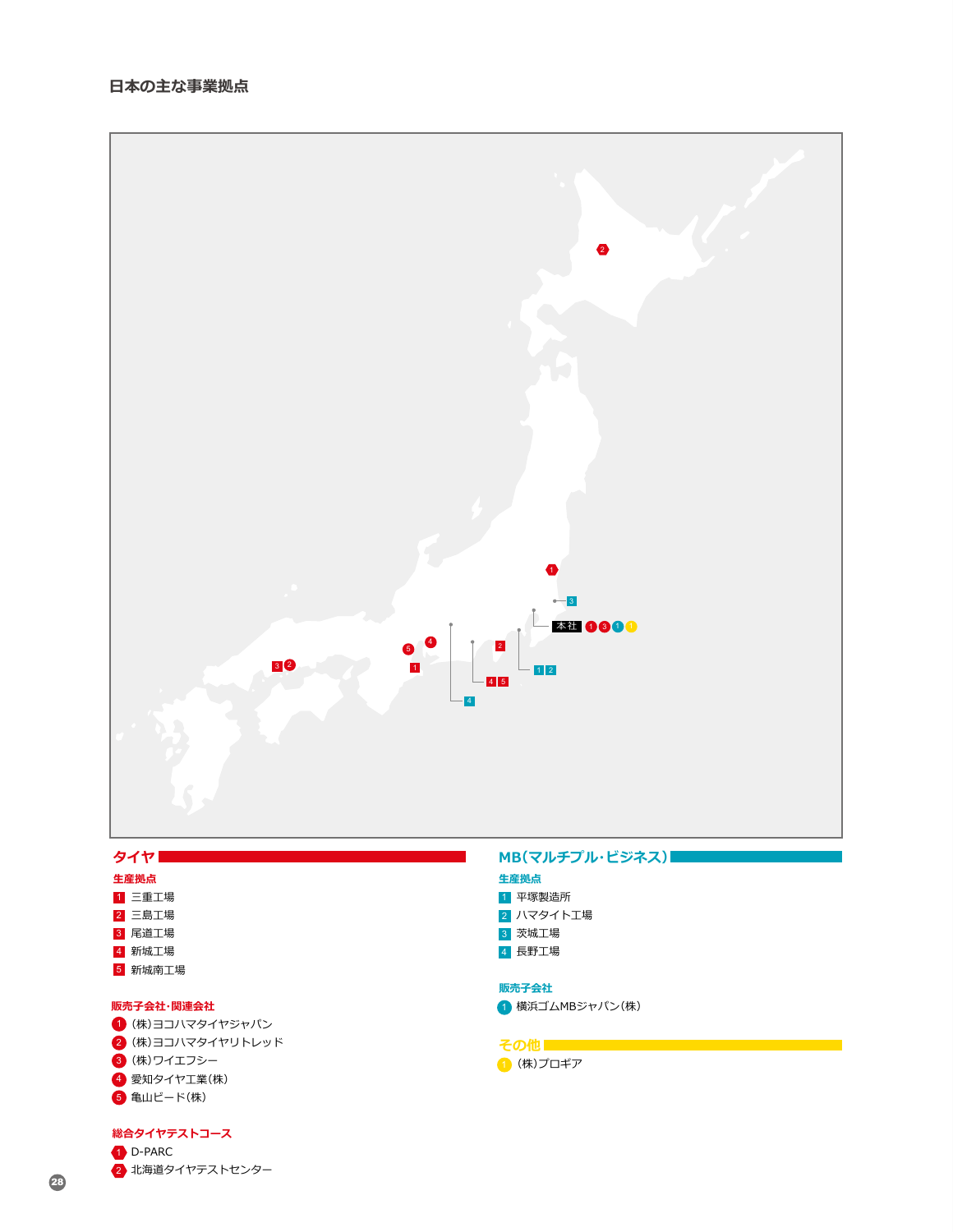## 日本の主な事業拠点

本社

## タイヤ

### 生産拠点

1 三重工場
2 三島工場
3 尾道工場
4 新城工場
5 新城南工場

### 販売子会社・関連会社

1 (株)ヨコハマタイヤジャパン
2 (株)ヨコハマタイヤリトレッド
3 (株)ワイエフシー
4 愛知タイヤ工業(株)
5 亀山ビード(株)

### 総合タイヤテストコース

1 D-PARC
2 北海道タイヤテストセンター

## MB(マルチプル・ビジネス)

### 生産拠点

1 平塚製造所
2 ハマタイト工場
3 茨城工場
4 長野工場

### 販売子会社

1 横浜ゴムMBジャパン(株)

## その他

1 (株)プロギア